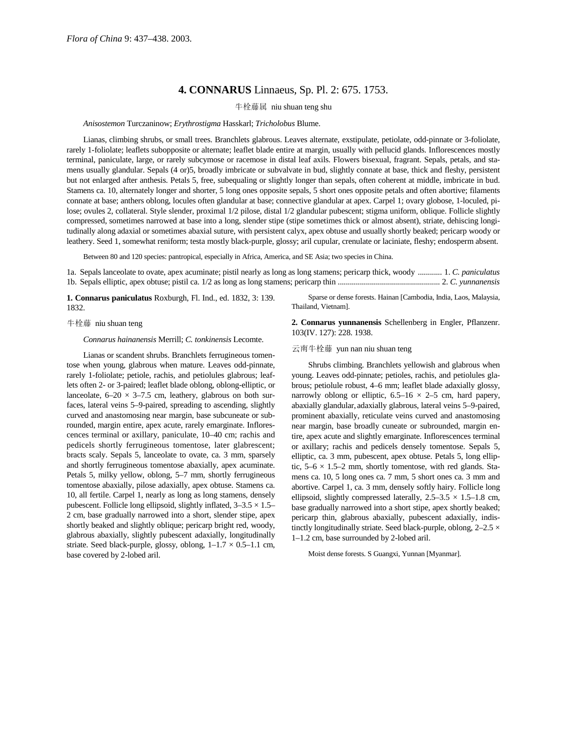*Flora of China* 9: 437–438. 2003.

# 4. CONNARUS Linnaeus, Sp. Pl. 2: 675. 1753.

牛栓藤属 niu shuan teng shu

*Anisostemon* Turczaninow; *Erythrostigma* Hasskarl; *Tricholobus* Blume.

Lianas, climbing shrubs, or small trees. Branchlets glabrous. Leaves alternate, exstipulate, petiolate, odd-pinnate or 3-foliolate, rarely 1-foliolate; leaflets subopposite or alternate; leaflet blade entire at margin, usually with pellucid glands. Inflorescences mostly terminal, paniculate, large, or rarely subcymose or racemose in distal leaf axils. Flowers bisexual, fragrant. Sepals, petals, and stamens usually glandular. Sepals (4 or)5, broadly imbricate or subvalvate in bud, slightly connate at base, thick and fleshy, persistent but not enlarged after anthesis. Petals 5, free, subequaling or slightly longer than sepals, often coherent at middle, imbricate in bud. Stamens ca. 10, alternately longer and shorter, 5 long ones opposite sepals, 5 short ones opposite petals and often abortive; filaments connate at base; anthers oblong, locules often glandular at base; connective glandular at apex. Carpel 1; ovary globose, 1-loculed, pilose; ovules 2, collateral. Style slender, proximal 1/2 pilose, distal 1/2 glandular pubescent; stigma uniform, oblique. Follicle slightly compressed, sometimes narrowed at base into a long, slender stipe (stipe sometimes thick or almost absent), striate, dehiscing longitudinally along adaxial or sometimes abaxial suture, with persistent calyx, apex obtuse and usually shortly beaked; pericarp woody or leathery. Seed 1, somewhat reniform; testa mostly black-purple, glossy; aril cupular, crenulate or laciniate, fleshy; endosperm absent.

Between 80 and 120 species: pantropical, especially in Africa, America, and SE Asia; two species in China.

1a. Sepals lanceolate to ovate, apex acuminate; pistil nearly as long as long stamens; pericarp thick, woody ............ 1. *C. paniculatus*
1b. Sepals elliptic, apex obtuse; pistil ca. 1/2 as long as long stamens; pericarp thin .................................................. 2. *C. yunnanensis*

**1. Connarus paniculatus** Roxburgh, Fl. Ind., ed. 1832, 3: 139. 1832.

牛栓藤 niu shuan teng

*Connarus hainanensis* Merrill; *C. tonkinensis* Lecomte.

Lianas or scandent shrubs. Branchlets ferrugineous tomentose when young, glabrous when mature. Leaves odd-pinnate, rarely 1-foliolate; petiole, rachis, and petiolules glabrous; leaflets often 2- or 3-paired; leaflet blade oblong, oblong-elliptic, or lanceolate, 6–20 × 3–7.5 cm, leathery, glabrous on both surfaces, lateral veins 5–9-paired, spreading to ascending, slightly curved and anastomosing near margin, base subcuneate or subrounded, margin entire, apex acute, rarely emarginate. Inflorescences terminal or axillary, paniculate, 10–40 cm; rachis and pedicels shortly ferrugineous tomentose, later glabrescent; bracts scaly. Sepals 5, lanceolate to ovate, ca. 3 mm, sparsely and shortly ferrugineous tomentose abaxially, apex acuminate. Petals 5, milky yellow, oblong, 5–7 mm, shortly ferrugineous tomentose abaxially, pilose adaxially, apex obtuse. Stamens ca. 10, all fertile. Carpel 1, nearly as long as long stamens, densely pubescent. Follicle long ellipsoid, slightly inflated, 3–3.5 × 1.5–2 cm, base gradually narrowed into a short, slender stipe, apex shortly beaked and slightly oblique; pericarp bright red, woody, glabrous abaxially, slightly pubescent adaxially, longitudinally striate. Seed black-purple, glossy, oblong, 1–1.7 × 0.5–1.1 cm, base covered by 2-lobed aril.

Sparse or dense forests. Hainan [Cambodia, India, Laos, Malaysia, Thailand, Vietnam].

**2. Connarus yunnanensis** Schellenberg in Engler, Pflanzenr. 103(IV. 127): 228. 1938.

云南牛栓藤 yun nan niu shuan teng

Shrubs climbing. Branchlets yellowish and glabrous when young. Leaves odd-pinnate; petioles, rachis, and petiolules glabrous; petiolule robust, 4–6 mm; leaflet blade adaxially glossy, narrowly oblong or elliptic, 6.5–16 × 2–5 cm, hard papery, abaxially glandular, adaxially glabrous, lateral veins 5–9-paired, prominent abaxially, reticulate veins curved and anastomosing near margin, base broadly cuneate or subrounded, margin entire, apex acute and slightly emarginate. Inflorescences terminal or axillary; rachis and pedicels densely tomentose. Sepals 5, elliptic, ca. 3 mm, pubescent, apex obtuse. Petals 5, long elliptic, 5–6 × 1.5–2 mm, shortly tomentose, with red glands. Stamens ca. 10, 5 long ones ca. 7 mm, 5 short ones ca. 3 mm and abortive. Carpel 1, ca. 3 mm, densely softly hairy. Follicle long ellipsoid, slightly compressed laterally, 2.5–3.5 × 1.5–1.8 cm, base gradually narrowed into a short stipe, apex shortly beaked; pericarp thin, glabrous abaxially, pubescent adaxially, indistinctly longitudinally striate. Seed black-purple, oblong, 2–2.5 × 1–1.2 cm, base surrounded by 2-lobed aril.

Moist dense forests. S Guangxi, Yunnan [Myanmar].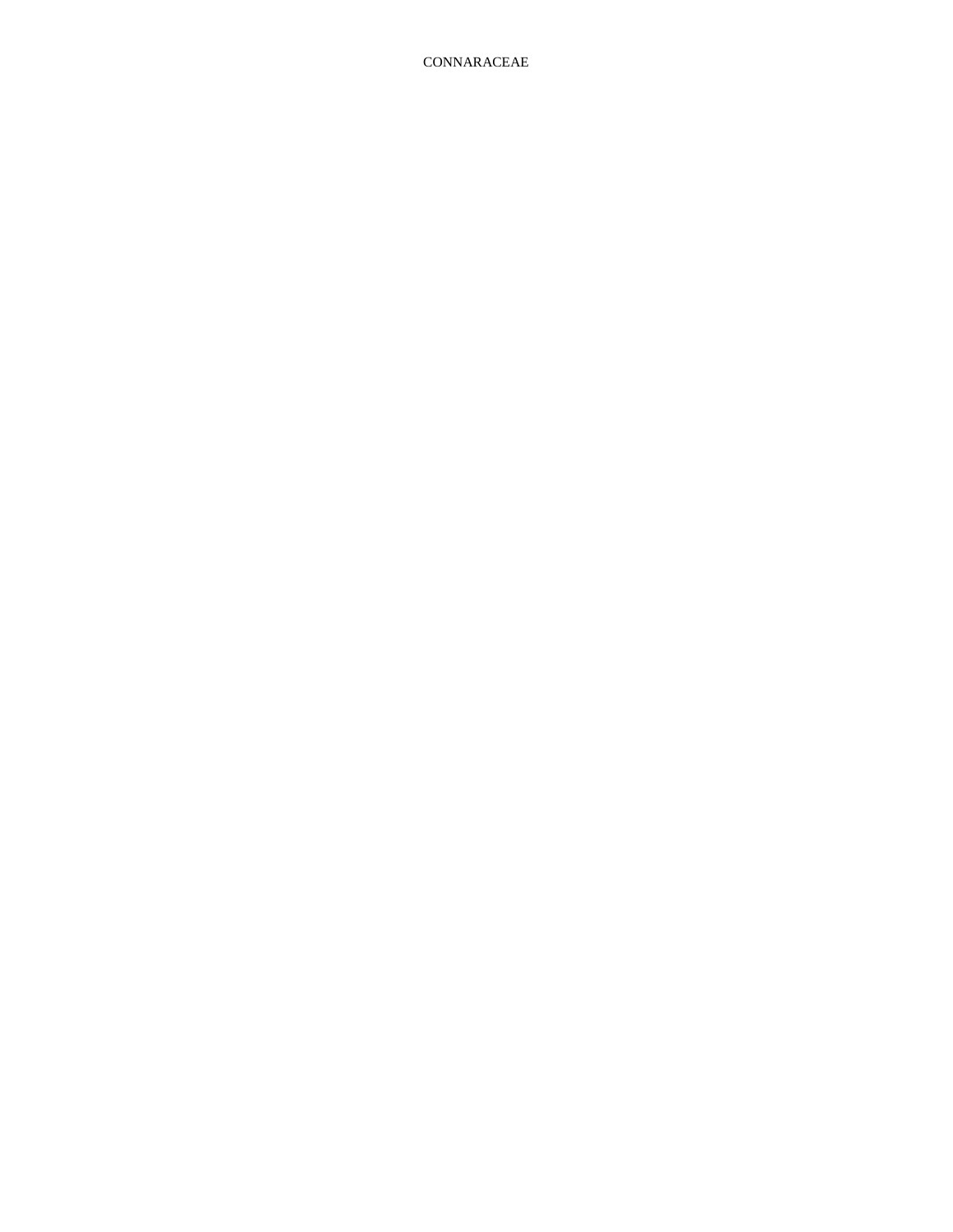CONNARACEAE